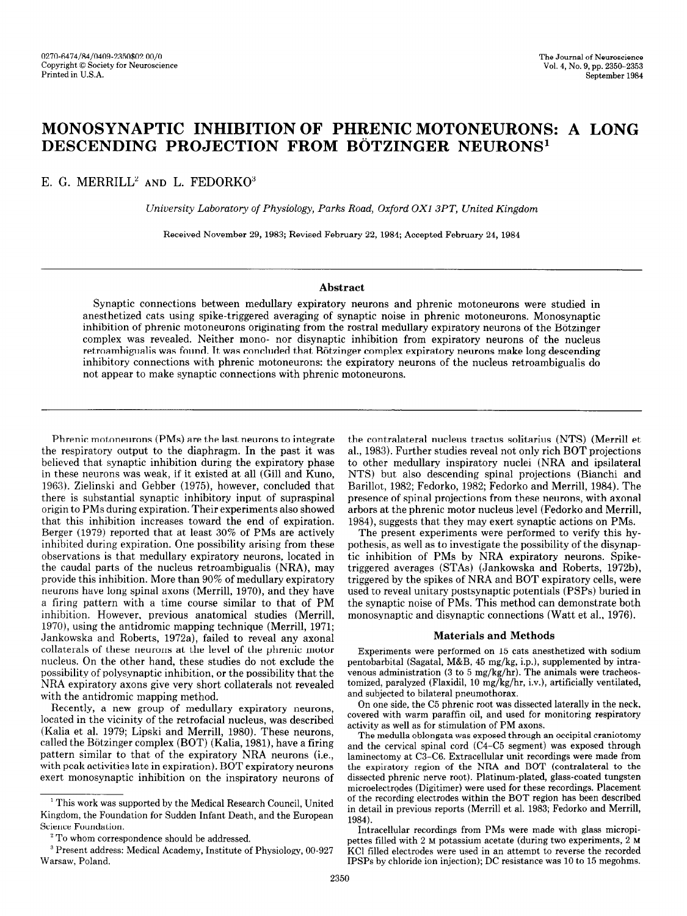0270-6474/84/0409-2350$02.00/0
Copyright © Society for Neuroscience
Printed in U.S.A.

The Journal of Neuroscience
Vol. 4, No. 9, pp. 2350-2353
September 1984

# MONOSYNAPTIC INHIBITION OF PHRENIC MOTONEURONS: A LONG DESCENDING PROJECTION FROM BÖTZINGER NEURONS[1]

E. G. MERRILL[2] AND L. FEDORKO[3]

*University Laboratory of Physiology, Parks Road, Oxford OX1 3PT, United Kingdom*

Received November 29, 1983; Revised February 22, 1984; Accepted February 24, 1984

## Abstract

Synaptic connections between medullary expiratory neurons and phrenic motoneurons were studied in anesthetized cats using spike-triggered averaging of synaptic noise in phrenic motoneurons. Monosynaptic inhibition of phrenic motoneurons originating from the rostral medullary expiratory neurons of the Bötzinger complex was revealed. Neither mono- nor disynaptic inhibition from expiratory neurons of the nucleus retroambigualis was found. It was concluded that Bötzinger complex expiratory neurons make long descending inhibitory connections with phrenic motoneurons: the expiratory neurons of the nucleus retroambigualis do not appear to make synaptic connections with phrenic motoneurons.

Phrenic motoneurons (PMs) are the last neurons to integrate the respiratory output to the diaphragm. In the past it was believed that synaptic inhibition during the expiratory phase in these neurons was weak, if it existed at all (Gill and Kuno, 1963). Zielinski and Gebber (1975), however, concluded that there is substantial synaptic inhibitory input of supraspinal origin to PMs during expiration. Their experiments also showed that this inhibition increases toward the end of expiration. Berger (1979) reported that at least 30% of PMs are actively inhibited during expiration. One possibility arising from these observations is that medullary expiratory neurons, located in the caudal parts of the nucleus retroambigualis (NRA), may provide this inhibition. More than 90% of medullary expiratory neurons have long spinal axons (Merrill, 1970), and they have a firing pattern with a time course similar to that of PM inhibition. However, previous anatomical studies (Merrill, 1970), using the antidromic mapping technique (Merrill, 1971; Jankowska and Roberts, 1972a), failed to reveal any axonal collaterals of these neurons at the level of the phrenic motor nucleus. On the other hand, these studies do not exclude the possibility of polysynaptic inhibition, or the possibility that the NRA expiratory axons give very short collaterals not revealed with the antidromic mapping method.

Recently, a new group of medullary expiratory neurons, located in the vicinity of the retrofacial nucleus, was described (Kalia et al. 1979; Lipski and Merrill, 1980). These neurons, called the Bötzinger complex (BOT) (Kalia, 1981), have a firing pattern similar to that of the expiratory NRA neurons (i.e., with peak activities late in expiration). BOT expiratory neurons exert monosynaptic inhibition on the inspiratory neurons of the contralateral nucleus tractus solitarius (NTS) (Merrill et al., 1983). Further studies reveal not only rich BOT projections to other medullary inspiratory nuclei (NRA and ipsilateral NTS) but also descending spinal projections (Bianchi and Barillot, 1982; Fedorko, 1982; Fedorko and Merrill, 1984). The presence of spinal projections from these neurons, with axonal arbors at the phrenic motor nucleus level (Fedorko and Merrill, 1984), suggests that they may exert synaptic actions on PMs.

The present experiments were performed to verify this hypothesis, as well as to investigate the possibility of the disynaptic inhibition of PMs by NRA expiratory neurons. Spike-triggered averages (STAs) (Jankowska and Roberts, 1972b), triggered by the spikes of NRA and BOT expiratory cells, were used to reveal unitary postsynaptic potentials (PSPs) buried in the synaptic noise of PMs. This method can demonstrate both monosynaptic and disynaptic connections (Watt et al., 1976).

## Materials and Methods

Experiments were performed on 15 cats anesthetized with sodium pentobarbital (Sagatal, M&B, 45 mg/kg, i.p.), supplemented by intravenous administration (3 to 5 mg/kg/hr). The animals were tracheostomized, paralyzed (Flaxidil, 10 mg/kg/hr, i.v.), artificially ventilated, and subjected to bilateral pneumothorax.

On one side, the C5 phrenic root was dissected laterally in the neck, covered with warm paraffin oil, and used for monitoring respiratory activity as well as for stimulation of PM axons.

The medulla oblongata was exposed through an occipital craniotomy and the cervical spinal cord (C4-C5 segment) was exposed through laminectomy at C3-C6. Extracellular unit recordings were made from the expiratory region of the NRA and BOT (contralateral to the dissected phrenic nerve root). Platinum-plated, glass-coated tungsten microelectrodes (Digitimer) were used for these recordings. Placement of the recording electrodes within the BOT region has been described in detail in previous reports (Merrill et al. 1983; Fedorko and Merrill, 1984).

Intracellular recordings from PMs were made with glass micropipettes filled with 2 M potassium acetate (during two experiments, 2 M KCl filled electrodes were used in an attempt to reverse the recorded IPSPs by chloride ion injection); DC resistance was 10 to 15 megohms.

[1] This work was supported by the Medical Research Council, United Kingdom, the Foundation for Sudden Infant Death, and the European Science Foundation.

[2] To whom correspondence should be addressed.

[3] Present address: Medical Academy, Institute of Physiology, 00-927 Warsaw, Poland.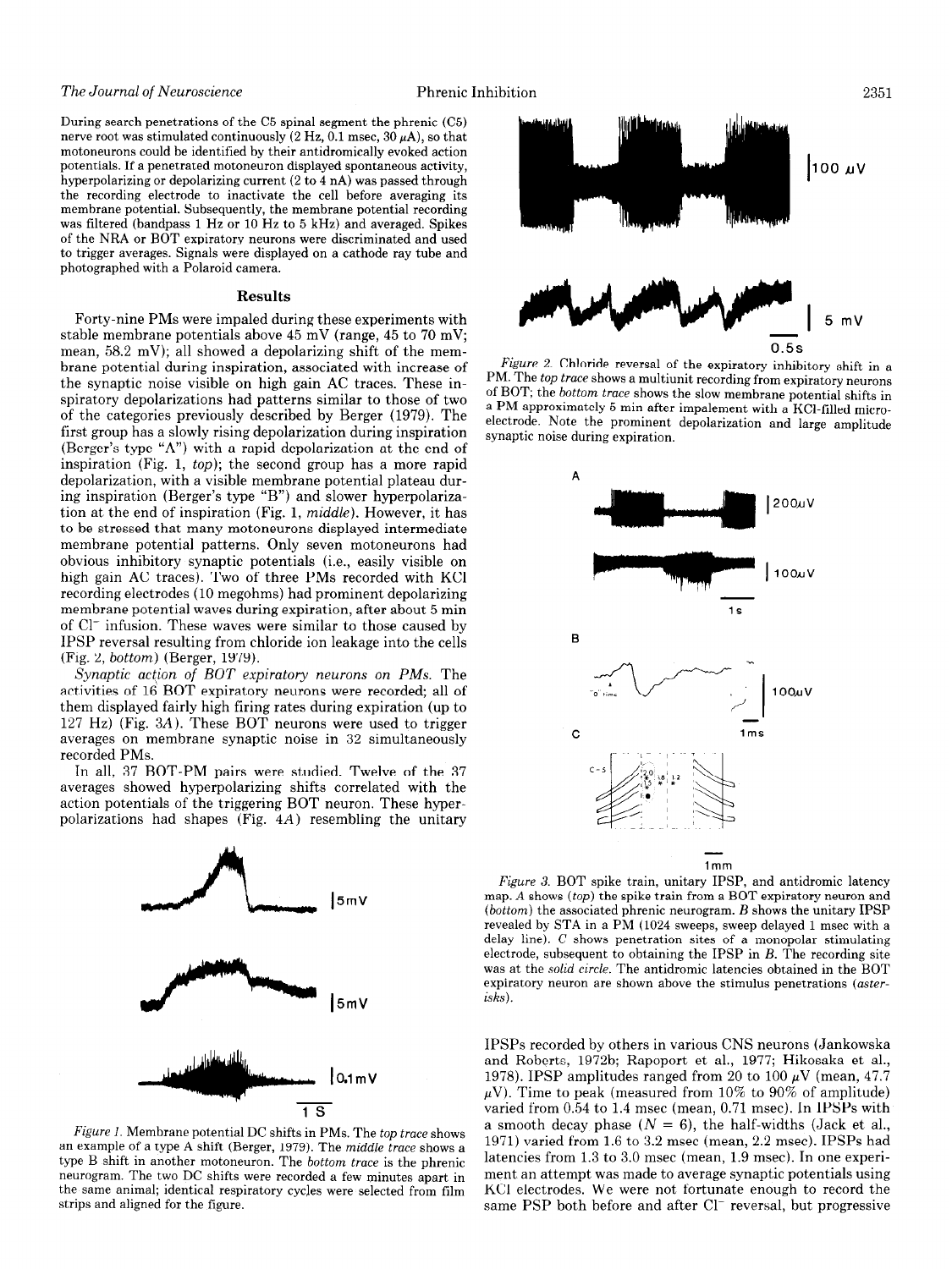During search penetrations of the C5 spinal segment the phrenic (C5) nerve root was stimulated continuously (2 Hz, 0.1 msec, 30 $\mu$A), so that motoneurons could be identified by their antidromically evoked action potentials. If a penetrated motoneuron displayed spontaneous activity, hyperpolarizing or depolarizing current (2 to 4 nA) was passed through the recording electrode to inactivate the cell before averaging its membrane potential. Subsequently, the membrane potential recording was filtered (bandpass 1 Hz or 10 Hz to 5 kHz) and averaged. Spikes of the NRA or BOT expiratory neurons were discriminated and used to trigger averages. Signals were displayed on a cathode ray tube and photographed with a Polaroid camera.

## Results

Forty-nine PMs were impaled during these experiments with stable membrane potentials above 45 mV (range, 45 to 70 mV; mean, 58.2 mV); all showed a depolarizing shift of the membrane potential during inspiration, associated with increase of the synaptic noise visible on high gain AC traces. These inspiratory depolarizations had patterns similar to those of two of the categories previously described by Berger (1979). The first group has a slowly rising depolarization during inspiration (Berger's type "A") with a rapid depolarization at the end of inspiration (Fig. 1, *top*); the second group has a more rapid depolarization, with a visible membrane potential plateau during inspiration (Berger's type "B") and slower hyperpolarization at the end of inspiration (Fig. 1, *middle*). However, it has to be stressed that many motoneurons displayed intermediate membrane potential patterns. Only seven motoneurons had obvious inhibitory synaptic potentials (i.e., easily visible on high gain AC traces). Two of three PMs recorded with KCl recording electrodes (10 megohms) had prominent depolarizing membrane potential waves during expiration, after about 5 min of $Cl^-$ infusion. These waves were similar to those caused by IPSP reversal resulting from chloride ion leakage into the cells (Fig. 2, *bottom*) (Berger, 1979).

*Synaptic action of BOT expiratory neurons on PMs.* The activities of 16 BOT expiratory neurons were recorded; all of them displayed fairly high firing rates during expiration (up to 127 Hz) (Fig. 3*A*). These BOT neurons were used to trigger averages on membrane synaptic noise in 32 simultaneously recorded PMs.

In all, 37 BOT-PM pairs were studied. Twelve of the 37 averages showed hyperpolarizing shifts correlated with the action potentials of the triggering BOT neuron. These hyperpolarizations had shapes (Fig. 4*A*) resembling the unitary IPSPs recorded by others in various CNS neurons (Jankowska and Roberts, 1972b; Rapoport et al., 1977; Hikosaka et al., 1978). IPSP amplitudes ranged from 20 to 100 $\mu$V (mean, 47.7 $\mu$V). Time to peak (measured from 10% to 90% of amplitude) varied from 0.54 to 1.4 msec (mean, 0.71 msec). In IPSPs with a smooth decay phase ($N = 6$), the half-widths (Jack et al., 1971) varied from 1.6 to 3.2 msec (mean, 2.2 msec). IPSPs had latencies from 1.3 to 3.0 msec (mean, 1.9 msec). In one experiment an attempt was made to average synaptic potentials using KCl electrodes. We were not fortunate enough to record the same PSP both before and after $Cl^-$ reversal, but progressive

*Figure 1.* Membrane potential DC shifts in PMs. The *top trace* shows an example of a type A shift (Berger, 1979). The *middle trace* shows a type B shift in another motoneuron. The *bottom trace* is the phrenic neurogram. The two DC shifts were recorded a few minutes apart in the same animal; identical respiratory cycles were selected from film strips and aligned for the figure.

*Figure 2.* Chloride reversal of the expiratory inhibitory shift in a PM. The *top trace* shows a multiunit recording from expiratory neurons of BOT; the *bottom trace* shows the slow membrane potential shifts in a PM approximately 5 min after impalement with a KCl-filled microelectrode. Note the prominent depolarization and large amplitude synaptic noise during expiration.

*Figure 3.* BOT spike train, unitary IPSP, and antidromic latency map. *A* shows (*top*) the spike train from a BOT expiratory neuron and (*bottom*) the associated phrenic neurogram. *B* shows the unitary IPSP revealed by STA in a PM (1024 sweeps, sweep delayed 1 msec with a delay line). *C* shows penetration sites of a monopolar stimulating electrode, subsequent to obtaining the IPSP in *B*. The recording site was at the *solid circle*. The antidromic latencies obtained in the BOT expiratory neuron are shown above the stimulus penetrations (*asterisks*).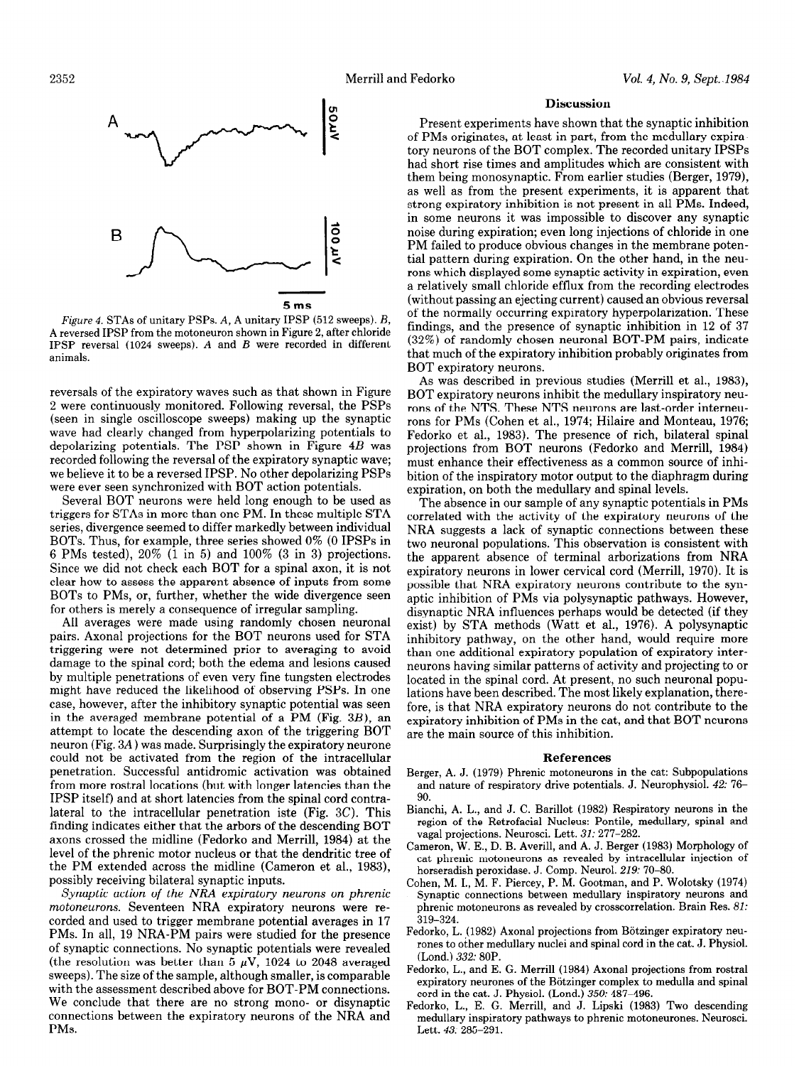*Figure 4.* STAs of unitary PSPs. *A*, A unitary IPSP (512 sweeps). *B*, A reversed IPSP from the motoneuron shown in Figure 2, after chloride IPSP reversal (1024 sweeps). *A* and *B* were recorded in different animals.

reversals of the expiratory waves such as that shown in Figure 2 were continuously monitored. Following reversal, the PSPs (seen in single oscilloscope sweeps) making up the synaptic wave had clearly changed from hyperpolarizing potentials to depolarizing potentials. The PSP shown in Figure 4*B* was recorded following the reversal of the expiratory synaptic wave; we believe it to be a reversed IPSP. No other depolarizing PSPs were ever seen synchronized with BOT action potentials.

Several BOT neurons were held long enough to be used as triggers for STAs in more than one PM. In these multiple STA series, divergence seemed to differ markedly between individual BOTs. Thus, for example, three series showed 0% (0 IPSPs in 6 PMs tested), 20% (1 in 5) and 100% (3 in 3) projections. Since we did not check each BOT for a spinal axon, it is not clear how to assess the apparent absence of inputs from some BOTs to PMs, or, further, whether the wide divergence seen for others is merely a consequence of irregular sampling.

All averages were made using randomly chosen neuronal pairs. Axonal projections for the BOT neurons used for STA triggering were not determined prior to averaging to avoid damage to the spinal cord; both the edema and lesions caused by multiple penetrations of even very fine tungsten electrodes might have reduced the likelihood of observing PSPs. In one case, however, after the inhibitory synaptic potential was seen in the averaged membrane potential of a PM (Fig. 3*B*), an attempt to locate the descending axon of the triggering BOT neuron (Fig. 3*A*) was made. Surprisingly the expiratory neurone could not be activated from the region of the intracellular penetration. Successful antidromic activation was obtained from more rostral locations (but with longer latencies than the IPSP itself) and at short latencies from the spinal cord contralateral to the intracellular penetration iste (Fig. 3*C*). This finding indicates either that the arbors of the descending BOT axons crossed the midline (Fedorko and Merrill, 1984) at the level of the phrenic motor nucleus or that the dendritic tree of the PM extended across the midline (Cameron et al., 1983), possibly receiving bilateral synaptic inputs.

*Synaptic action of the NRA expiratory neurons on phrenic motoneurons.* Seventeen NRA expiratory neurons were recorded and used to trigger membrane potential averages in 17 PMs. In all, 19 NRA-PM pairs were studied for the presence of synaptic connections. No synaptic potentials were revealed (the resolution was better than 5 $\mu$V, 1024 to 2048 averaged sweeps). The size of the sample, although smaller, is comparable with the assessment described above for BOT-PM connections. We conclude that there are no strong mono- or disynaptic connections between the expiratory neurons of the NRA and PMs.

## Discussion

Present experiments have shown that the synaptic inhibition of PMs originates, at least in part, from the medullary expiratory neurons of the BOT complex. The recorded unitary IPSPs had short rise times and amplitudes which are consistent with them being monosynaptic. From earlier studies (Berger, 1979), as well as from the present experiments, it is apparent that strong expiratory inhibition is not present in all PMs. Indeed, in some neurons it was impossible to discover any synaptic noise during expiration; even long injections of chloride in one PM failed to produce obvious changes in the membrane potential pattern during expiration. On the other hand, in the neurons which displayed some synaptic activity in expiration, even a relatively small chloride efflux from the recording electrodes (without passing an ejecting current) caused an obvious reversal of the normally occurring expiratory hyperpolarization. These findings, and the presence of synaptic inhibition in 12 of 37 (32%) of randomly chosen neuronal BOT-PM pairs, indicate that much of the expiratory inhibition probably originates from BOT expiratory neurons.

As was described in previous studies (Merrill et al., 1983), BOT expiratory neurons inhibit the medullary inspiratory neurons of the NTS. These NTS neurons are last-order interneurons for PMs (Cohen et al., 1974; Hilaire and Monteau, 1976; Fedorko et al., 1983). The presence of rich, bilateral spinal projections from BOT neurons (Fedorko and Merrill, 1984) must enhance their effectiveness as a common source of inhibition of the inspiratory motor output to the diaphragm during expiration, on both the medullary and spinal levels.

The absence in our sample of any synaptic potentials in PMs correlated with the activity of the expiratory neurons of the NRA suggests a lack of synaptic connections between these two neuronal populations. This observation is consistent with the apparent absence of terminal arborizations from NRA expiratory neurons in lower cervical cord (Merrill, 1970). It is possible that NRA expiratory neurons contribute to the synaptic inhibition of PMs via polysynaptic pathways. However, disynaptic NRA influences perhaps would be detected (if they exist) by STA methods (Watt et al., 1976). A polysynaptic inhibitory pathway, on the other hand, would require more than one additional expiratory population of expiratory interneurons having similar patterns of activity and projecting to or located in the spinal cord. At present, no such neuronal populations have been described. The most likely explanation, therefore, is that NRA expiratory neurons do not contribute to the expiratory inhibition of PMs in the cat, and that BOT neurons are the main source of this inhibition.

## References

Berger, A. J. (1979) Phrenic motoneurons in the cat: Subpopulations and nature of respiratory drive potentials. J. Neurophysiol. *42:* 76–90.

Bianchi, A. L., and J. C. Barillot (1982) Respiratory neurons in the region of the Retrofacial Nucleus: Pontile, medullary, spinal and vagal projections. Neurosci. Lett. *31:* 277–282.

Cameron, W. E., D. B. Averill, and A. J. Berger (1983) Morphology of cat phrenic motoneurons as revealed by intracellular injection of horseradish peroxidase. J. Comp. Neurol. *219:* 70–80.

Cohen, M. I., M. F. Piercey, P. M. Gootman, and P. Wolotsky (1974) Synaptic connections between medullary inspiratory neurons and phrenic motoneurons as revealed by crosscorrelation. Brain Res. *81:* 319–324.

Fedorko, L. (1982) Axonal projections from Bötzinger expiratory neurones to other medullary nuclei and spinal cord in the cat. J. Physiol. (Lond.) *332:* 80P.

Fedorko, L., and E. G. Merrill (1984) Axonal projections from rostral expiratory neurones of the Bötzinger complex to medulla and spinal cord in the cat. J. Physiol. (Lond.) *350:* 487–496.

Fedorko, L., E. G. Merrill, and J. Lipski (1983) Two descending medullary inspiratory pathways to phrenic motoneurones. Neurosci. Lett. *43:* 285–291.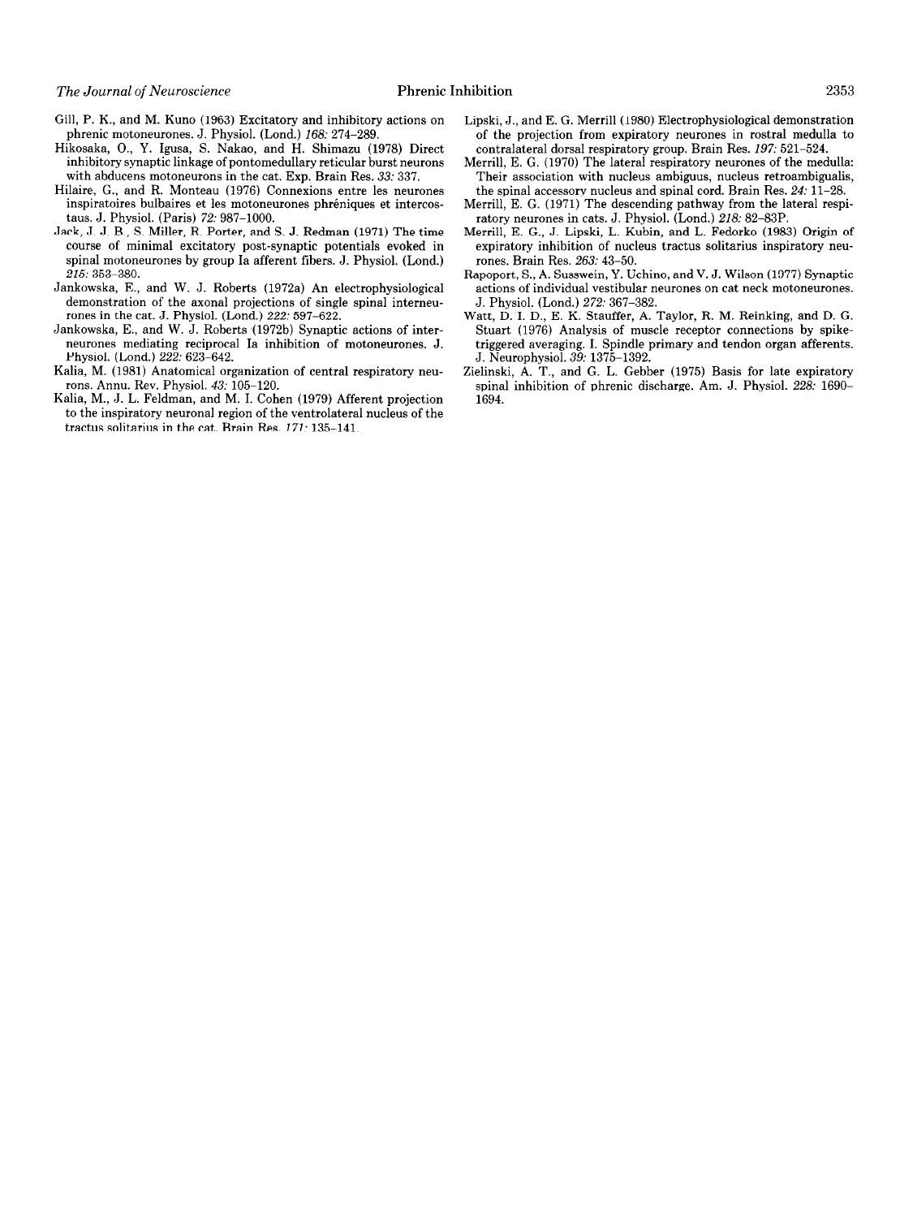Gill, P. K., and M. Kuno (1963) Excitatory and inhibitory actions on phrenic motoneurones. J. Physiol. (Lond.) *168:* 274–289.

Hikosaka, O., Y. Igusa, S. Nakao, and H. Shimazu (1978) Direct inhibitory synaptic linkage of pontomedullary reticular burst neurons with abducens motoneurons in the cat. Exp. Brain Res. *33:* 337.

Hilaire, G., and R. Monteau (1976) Connexions entre les neurones inspiratoires bulbaires et les motoneurones phréniques et intercostaux. J. Physiol. (Paris) *72:* 987–1000.

Jack, J. J. B., S. Miller, R. Porter, and S. J. Redman (1971) The time course of minimal excitatory post-synaptic potentials evoked in spinal motoneurones by group Ia afferent fibers. J. Physiol. (Lond.) *215:* 353–380.

Jankowska, E., and W. J. Roberts (1972a) An electrophysiological demonstration of the axonal projections of single spinal interneurones in the cat. J. Physiol. (Lond.) *222:* 597–622.

Jankowska, E., and W. J. Roberts (1972b) Synaptic actions of interneurones mediating reciprocal Ia inhibition of motoneurones. J. Physiol. (Lond.) *222:* 623–642.

Kalia, M. (1981) Anatomical organization of central respiratory neurons. Annu. Rev. Physiol. *43:* 105–120.

Kalia, M., J. L. Feldman, and M. I. Cohen (1979) Afferent projection to the inspiratory neuronal region of the ventrolateral nucleus of the tractus solitarius in the cat. Brain Res. *171:* 135–141.

Lipski, J., and E. G. Merrill (1980) Electrophysiological demonstration of the projection from expiratory neurones in rostral medulla to contralateral dorsal respiratory group. Brain Res. *197:* 521–524.

Merrill, E. G. (1970) The lateral respiratory neurones of the medulla: Their association with nucleus ambiguus, nucleus retroambigualis, the spinal accessory nucleus and spinal cord. Brain Res. *24:* 11–28.

Merrill, E. G. (1971) The descending pathway from the lateral respiratory neurones in cats. J. Physiol. (Lond.) *218:* 82–83P.

Merrill, E. G., J. Lipski, L. Kubin, and L. Fedorko (1983) Origin of expiratory inhibition of nucleus tractus solitarius inspiratory neurones. Brain Res. *263:* 43–50.

Rapoport, S., A. Susswein, Y. Uchino, and V. J. Wilson (1977) Synaptic actions of individual vestibular neurones on cat neck motoneurones. J. Physiol. (Lond.) *272:* 367–382.

Watt, D. I. D., E. K. Stauffer, A. Taylor, R. M. Reinking, and D. G. Stuart (1976) Analysis of muscle receptor connections by spike-triggered averaging. I. Spindle primary and tendon organ afferents. J. Neurophysiol. *39:* 1375–1392.

Zielinski, A. T., and G. L. Gebber (1975) Basis for late expiratory spinal inhibition of phrenic discharge. Am. J. Physiol. *228:* 1690–1694.